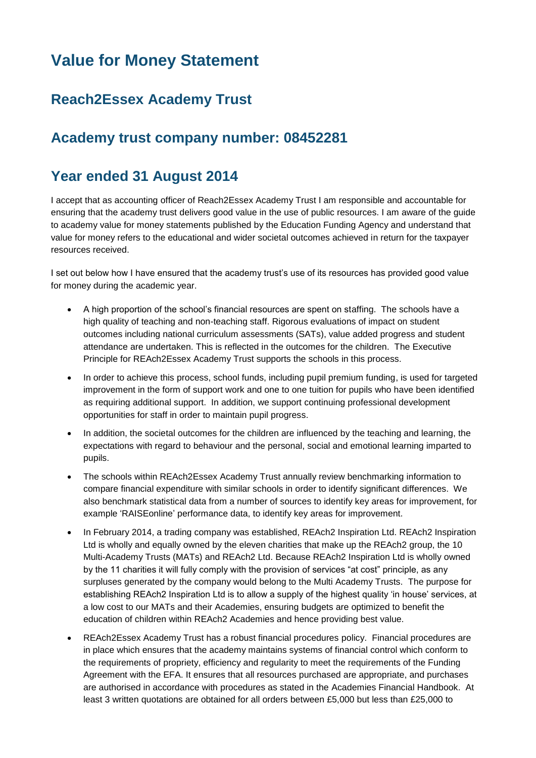# Value for Money Statement

## Reach2Essex Academy Trust

## Academy trust company number: 08452281

## Year ended 31 August 2014

I accept that as accounting officer of Reach2Essex Academy Trust I am responsible and accountable for ensuring that the academy trust delivers good value in the use of public resources. I am aware of the guide to academy value for money statements published by the Education Funding Agency and understand that value for money refers to the educational and wider societal outcomes achieved in return for the taxpayer resources received.

I set out below how I have ensured that the academy trust's use of its resources has provided good value for money during the academic year.

- A high proportion of the school's financial resources are spent on staffing. The schools have a high quality of teaching and non-teaching staff. Rigorous evaluations of impact on student outcomes including national curriculum assessments (SATs), value added progress and student attendance are undertaken. This is reflected in the outcomes for the children. The Executive Principle for REAch2Essex Academy Trust supports the schools in this process.

- In order to achieve this process, school funds, including pupil premium funding, is used for targeted improvement in the form of support work and one to one tuition for pupils who have been identified as requiring additional support. In addition, we support continuing professional development opportunities for staff in order to maintain pupil progress.

- In addition, the societal outcomes for the children are influenced by the teaching and learning, the expectations with regard to behaviour and the personal, social and emotional learning imparted to pupils.

- The schools within REAch2Essex Academy Trust annually review benchmarking information to compare financial expenditure with similar schools in order to identify significant differences. We also benchmark statistical data from a number of sources to identify key areas for improvement, for example 'RAISEonline' performance data, to identify key areas for improvement.

- In February 2014, a trading company was established, REAch2 Inspiration Ltd. REAch2 Inspiration Ltd is wholly and equally owned by the eleven charities that make up the REAch2 group, the 10 Multi-Academy Trusts (MATs) and REAch2 Ltd. Because REAch2 Inspiration Ltd is wholly owned by the 11 charities it will fully comply with the provision of services "at cost" principle, as any surpluses generated by the company would belong to the Multi Academy Trusts. The purpose for establishing REAch2 Inspiration Ltd is to allow a supply of the highest quality 'in house' services, at a low cost to our MATs and their Academies, ensuring budgets are optimized to benefit the education of children within REAch2 Academies and hence providing best value.

- REAch2Essex Academy Trust has a robust financial procedures policy. Financial procedures are in place which ensures that the academy maintains systems of financial control which conform to the requirements of propriety, efficiency and regularity to meet the requirements of the Funding Agreement with the EFA. It ensures that all resources purchased are appropriate, and purchases are authorised in accordance with procedures as stated in the Academies Financial Handbook. At least 3 written quotations are obtained for all orders between £5,000 but less than £25,000 to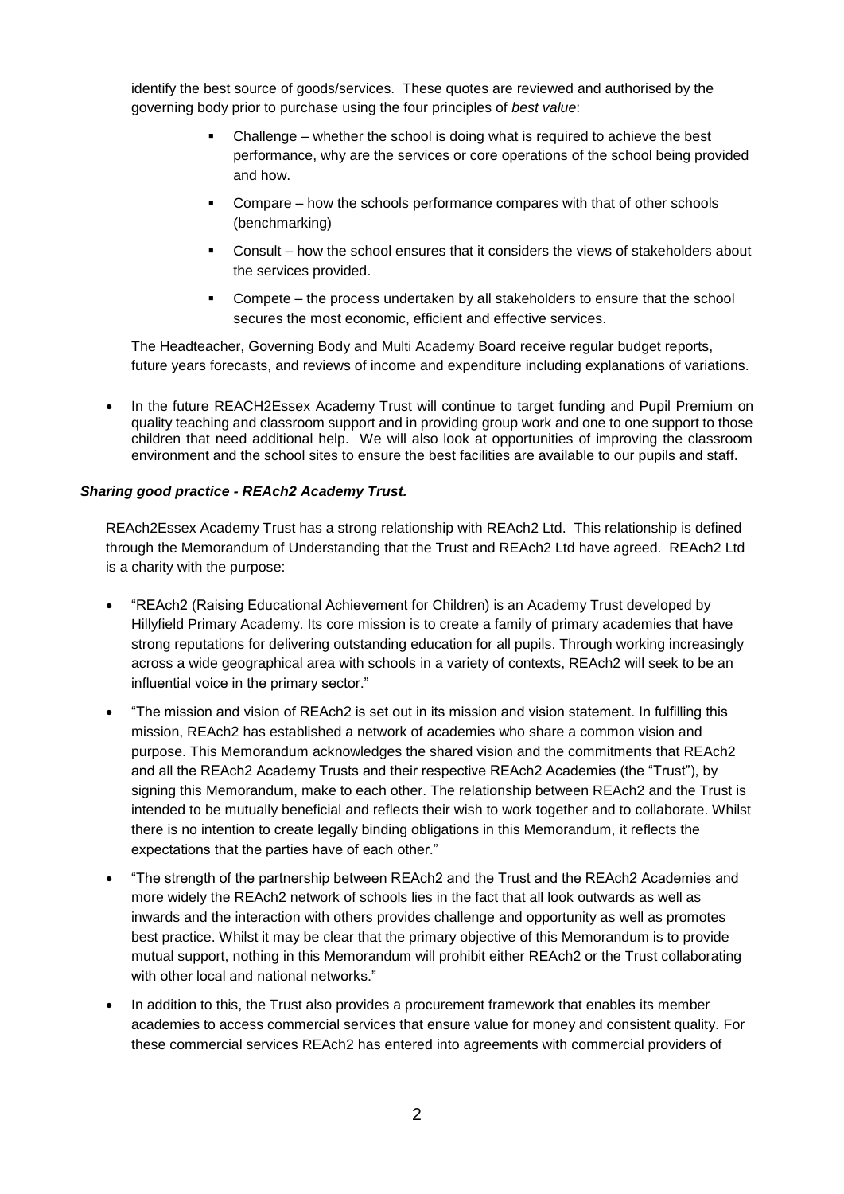identify the best source of goods/services. These quotes are reviewed and authorised by the governing body prior to purchase using the four principles of *best value*:

- Challenge – whether the school is doing what is required to achieve the best performance, why are the services or core operations of the school being provided and how.
- Compare – how the schools performance compares with that of other schools (benchmarking)
- Consult – how the school ensures that it considers the views of stakeholders about the services provided.
- Compete – the process undertaken by all stakeholders to ensure that the school secures the most economic, efficient and effective services.

The Headteacher, Governing Body and Multi Academy Board receive regular budget reports, future years forecasts, and reviews of income and expenditure including explanations of variations.

- In the future REACH2Essex Academy Trust will continue to target funding and Pupil Premium on quality teaching and classroom support and in providing group work and one to one support to those children that need additional help. We will also look at opportunities of improving the classroom environment and the school sites to ensure the best facilities are available to our pupils and staff.

***Sharing good practice - REAch2 Academy Trust.***

REAch2Essex Academy Trust has a strong relationship with REAch2 Ltd. This relationship is defined through the Memorandum of Understanding that the Trust and REAch2 Ltd have agreed. REAch2 Ltd is a charity with the purpose:

- "REAch2 (Raising Educational Achievement for Children) is an Academy Trust developed by Hillyfield Primary Academy. Its core mission is to create a family of primary academies that have strong reputations for delivering outstanding education for all pupils. Through working increasingly across a wide geographical area with schools in a variety of contexts, REAch2 will seek to be an influential voice in the primary sector."
- "The mission and vision of REAch2 is set out in its mission and vision statement. In fulfilling this mission, REAch2 has established a network of academies who share a common vision and purpose. This Memorandum acknowledges the shared vision and the commitments that REAch2 and all the REAch2 Academy Trusts and their respective REAch2 Academies (the "Trust"), by signing this Memorandum, make to each other. The relationship between REAch2 and the Trust is intended to be mutually beneficial and reflects their wish to work together and to collaborate. Whilst there is no intention to create legally binding obligations in this Memorandum, it reflects the expectations that the parties have of each other."
- "The strength of the partnership between REAch2 and the Trust and the REAch2 Academies and more widely the REAch2 network of schools lies in the fact that all look outwards as well as inwards and the interaction with others provides challenge and opportunity as well as promotes best practice. Whilst it may be clear that the primary objective of this Memorandum is to provide mutual support, nothing in this Memorandum will prohibit either REAch2 or the Trust collaborating with other local and national networks."
- In addition to this, the Trust also provides a procurement framework that enables its member academies to access commercial services that ensure value for money and consistent quality. For these commercial services REAch2 has entered into agreements with commercial providers of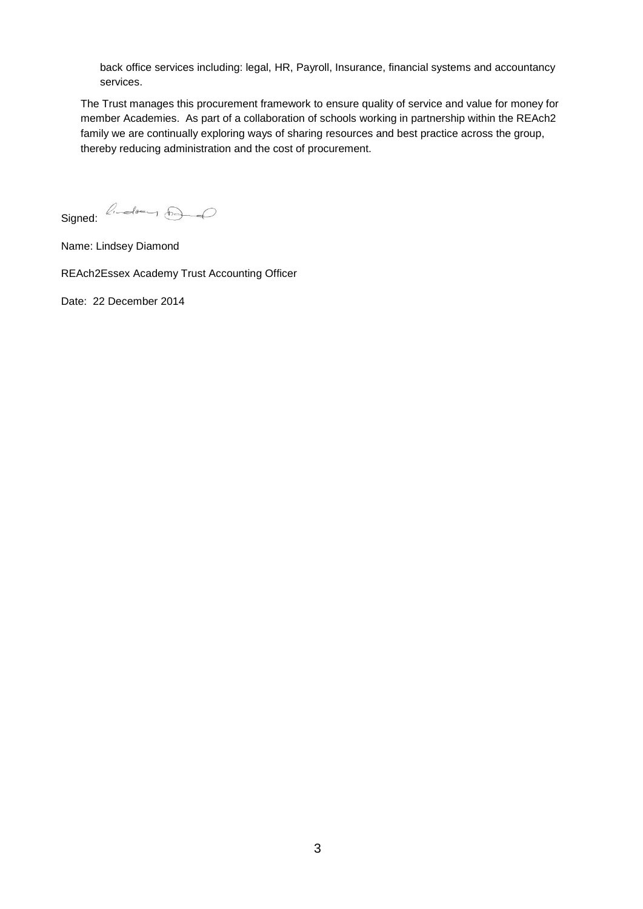back office services including: legal, HR, Payroll, Insurance, financial systems and accountancy services.

The Trust manages this procurement framework to ensure quality of service and value for money for member Academies. As part of a collaboration of schools working in partnership within the REAch2 family we are continually exploring ways of sharing resources and best practice across the group, thereby reducing administration and the cost of procurement.

Signed:

Name: Lindsey Diamond

REAch2Essex Academy Trust Accounting Officer

Date: 22 December 2014